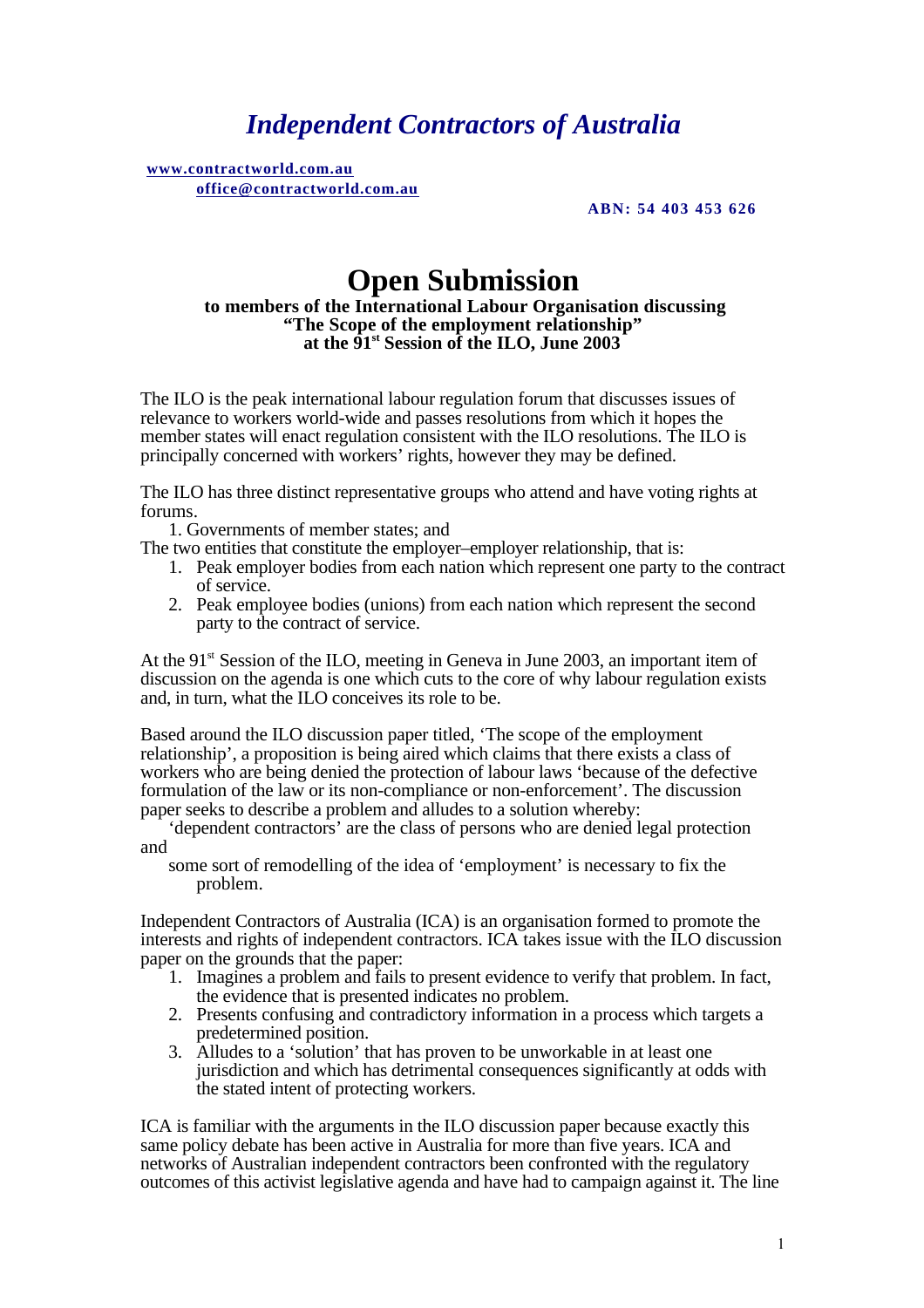# *Independent Contractors of Australia*

**www.contractworld.com.au**
**office@contractworld.com.au**

**ABN: 54 403 453 626**

# Open Submission

**to members of the International Labour Organisation discussing**
**"The Scope of the employment relationship"**
**at the 91st Session of the ILO, June 2003**

The ILO is the peak international labour regulation forum that discusses issues of relevance to workers world-wide and passes resolutions from which it hopes the member states will enact regulation consistent with the ILO resolutions. The ILO is principally concerned with workers' rights, however they may be defined.

The ILO has three distinct representative groups who attend and have voting rights at forums.

1. Governments of member states; and

The two entities that constitute the employer–employer relationship, that is:

1. Peak employer bodies from each nation which represent one party to the contract of service.
2. Peak employee bodies (unions) from each nation which represent the second party to the contract of service.

At the 91st Session of the ILO, meeting in Geneva in June 2003, an important item of discussion on the agenda is one which cuts to the core of why labour regulation exists and, in turn, what the ILO conceives its role to be.

Based around the ILO discussion paper titled, 'The scope of the employment relationship', a proposition is being aired which claims that there exists a class of workers who are being denied the protection of labour laws 'because of the defective formulation of the law or its non-compliance or non-enforcement'. The discussion paper seeks to describe a problem and alludes to a solution whereby:

'dependent contractors' are the class of persons who are denied legal protection and

some sort of remodelling of the idea of 'employment' is necessary to fix the problem.

Independent Contractors of Australia (ICA) is an organisation formed to promote the interests and rights of independent contractors. ICA takes issue with the ILO discussion paper on the grounds that the paper:

1. Imagines a problem and fails to present evidence to verify that problem. In fact, the evidence that is presented indicates no problem.
2. Presents confusing and contradictory information in a process which targets a predetermined position.
3. Alludes to a 'solution' that has proven to be unworkable in at least one jurisdiction and which has detrimental consequences significantly at odds with the stated intent of protecting workers.

ICA is familiar with the arguments in the ILO discussion paper because exactly this same policy debate has been active in Australia for more than five years. ICA and networks of Australian independent contractors been confronted with the regulatory outcomes of this activist legislative agenda and have had to campaign against it. The line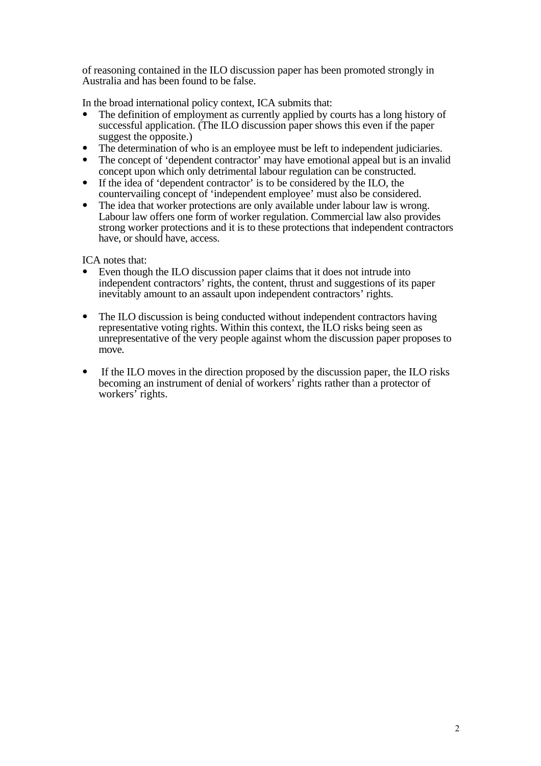of reasoning contained in the ILO discussion paper has been promoted strongly in Australia and has been found to be false.

In the broad international policy context, ICA submits that:

- The definition of employment as currently applied by courts has a long history of successful application. (The ILO discussion paper shows this even if the paper suggest the opposite.)
- The determination of who is an employee must be left to independent judiciaries.
- The concept of 'dependent contractor' may have emotional appeal but is an invalid concept upon which only detrimental labour regulation can be constructed.
- If the idea of 'dependent contractor' is to be considered by the ILO, the countervailing concept of 'independent employee' must also be considered.
- The idea that worker protections are only available under labour law is wrong. Labour law offers one form of worker regulation. Commercial law also provides strong worker protections and it is to these protections that independent contractors have, or should have, access.

ICA notes that:

- Even though the ILO discussion paper claims that it does not intrude into independent contractors' rights, the content, thrust and suggestions of its paper inevitably amount to an assault upon independent contractors' rights.

- The ILO discussion is being conducted without independent contractors having representative voting rights. Within this context, the ILO risks being seen as unrepresentative of the very people against whom the discussion paper proposes to move.

- If the ILO moves in the direction proposed by the discussion paper, the ILO risks becoming an instrument of denial of workers' rights rather than a protector of workers' rights.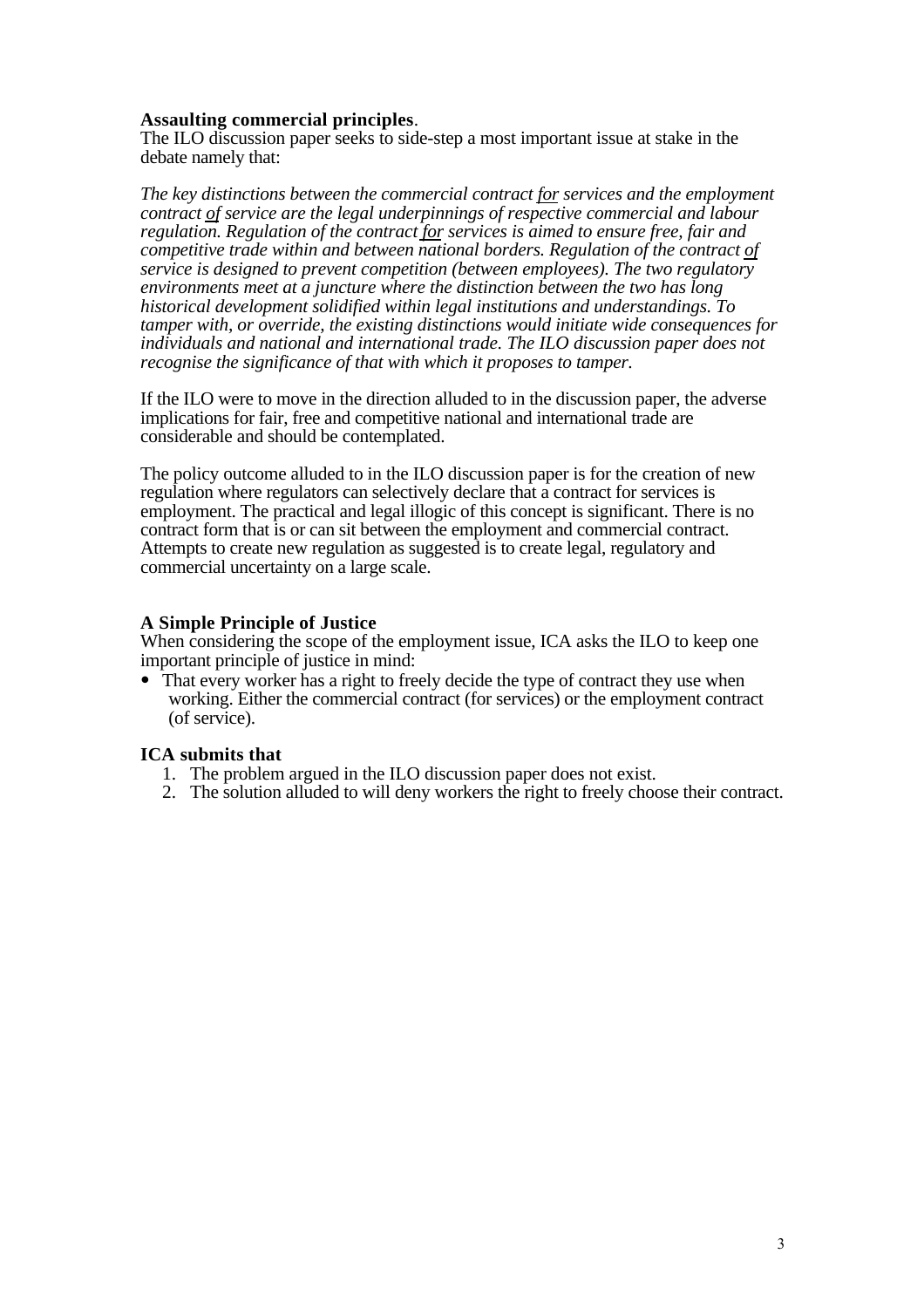**Assaulting commercial principles**.

The ILO discussion paper seeks to side-step a most important issue at stake in the debate namely that:

*The key distinctions between the commercial contract* <u>*for*</u> *services and the employment contract* <u>*of*</u> *service are the legal underpinnings of respective commercial and labour regulation. Regulation of the contract* <u>*for*</u> *services is aimed to ensure free, fair and competitive trade within and between national borders. Regulation of the contract* <u>*of*</u> *service is designed to prevent competition (between employees). The two regulatory environments meet at a juncture where the distinction between the two has long historical development solidified within legal institutions and understandings. To tamper with, or override, the existing distinctions would initiate wide consequences for individuals and national and international trade. The ILO discussion paper does not recognise the significance of that with which it proposes to tamper.*

If the ILO were to move in the direction alluded to in the discussion paper, the adverse implications for fair, free and competitive national and international trade are considerable and should be contemplated.

The policy outcome alluded to in the ILO discussion paper is for the creation of new regulation where regulators can selectively declare that a contract for services is employment. The practical and legal illogic of this concept is significant. There is no contract form that is or can sit between the employment and commercial contract. Attempts to create new regulation as suggested is to create legal, regulatory and commercial uncertainty on a large scale.

**A Simple Principle of Justice**

When considering the scope of the employment issue, ICA asks the ILO to keep one important principle of justice in mind:

- That every worker has a right to freely decide the type of contract they use when working. Either the commercial contract (for services) or the employment contract (of service).

**ICA submits that**

1. The problem argued in the ILO discussion paper does not exist.
2. The solution alluded to will deny workers the right to freely choose their contract.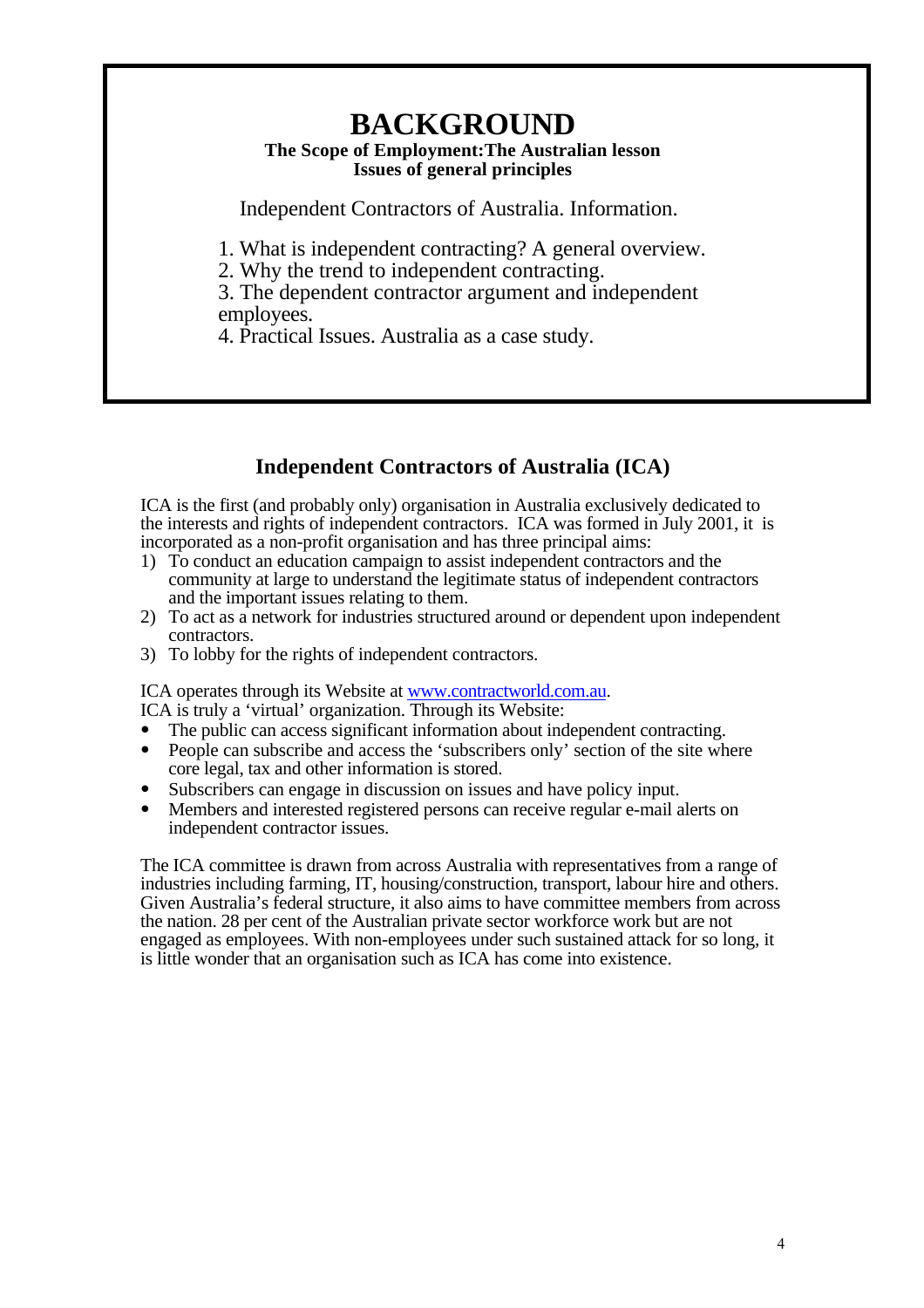# BACKGROUND

**The Scope of Employment:The Australian lesson**
**Issues of general principles**

Independent Contractors of Australia. Information.

1. What is independent contracting? A general overview.
2. Why the trend to independent contracting.
3. The dependent contractor argument and independent employees.
4. Practical Issues. Australia as a case study.

## Independent Contractors of Australia (ICA)

ICA is the first (and probably only) organisation in Australia exclusively dedicated to the interests and rights of independent contractors. ICA was formed in July 2001, it is incorporated as a non-profit organisation and has three principal aims:

1) To conduct an education campaign to assist independent contractors and the community at large to understand the legitimate status of independent contractors and the important issues relating to them.
2) To act as a network for industries structured around or dependent upon independent contractors.
3) To lobby for the rights of independent contractors.

ICA operates through its Website at www.contractworld.com.au.
ICA is truly a 'virtual' organization. Through its Website:

- The public can access significant information about independent contracting.
- People can subscribe and access the 'subscribers only' section of the site where core legal, tax and other information is stored.
- Subscribers can engage in discussion on issues and have policy input.
- Members and interested registered persons can receive regular e-mail alerts on independent contractor issues.

The ICA committee is drawn from across Australia with representatives from a range of industries including farming, IT, housing/construction, transport, labour hire and others. Given Australia's federal structure, it also aims to have committee members from across the nation. 28 per cent of the Australian private sector workforce work but are not engaged as employees. With non-employees under such sustained attack for so long, it is little wonder that an organisation such as ICA has come into existence.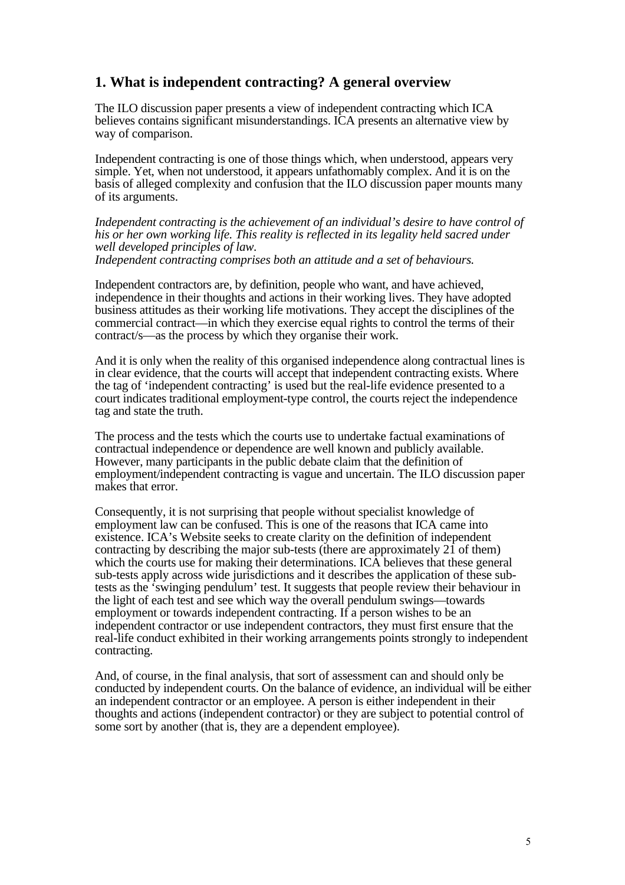## 1. What is independent contracting? A general overview

The ILO discussion paper presents a view of independent contracting which ICA believes contains significant misunderstandings. ICA presents an alternative view by way of comparison.

Independent contracting is one of those things which, when understood, appears very simple. Yet, when not understood, it appears unfathomably complex. And it is on the basis of alleged complexity and confusion that the ILO discussion paper mounts many of its arguments.

*Independent contracting is the achievement of an individual's desire to have control of his or her own working life. This reality is reflected in its legality held sacred under well developed principles of law.*
*Independent contracting comprises both an attitude and a set of behaviours.*

Independent contractors are, by definition, people who want, and have achieved, independence in their thoughts and actions in their working lives. They have adopted business attitudes as their working life motivations. They accept the disciplines of the commercial contract—in which they exercise equal rights to control the terms of their contract/s—as the process by which they organise their work.

And it is only when the reality of this organised independence along contractual lines is in clear evidence, that the courts will accept that independent contracting exists. Where the tag of 'independent contracting' is used but the real-life evidence presented to a court indicates traditional employment-type control, the courts reject the independence tag and state the truth.

The process and the tests which the courts use to undertake factual examinations of contractual independence or dependence are well known and publicly available. However, many participants in the public debate claim that the definition of employment/independent contracting is vague and uncertain. The ILO discussion paper makes that error.

Consequently, it is not surprising that people without specialist knowledge of employment law can be confused. This is one of the reasons that ICA came into existence. ICA's Website seeks to create clarity on the definition of independent contracting by describing the major sub-tests (there are approximately 21 of them) which the courts use for making their determinations. ICA believes that these general sub-tests apply across wide jurisdictions and it describes the application of these sub-tests as the 'swinging pendulum' test. It suggests that people review their behaviour in the light of each test and see which way the overall pendulum swings—towards employment or towards independent contracting. If a person wishes to be an independent contractor or use independent contractors, they must first ensure that the real-life conduct exhibited in their working arrangements points strongly to independent contracting.

And, of course, in the final analysis, that sort of assessment can and should only be conducted by independent courts. On the balance of evidence, an individual will be either an independent contractor or an employee. A person is either independent in their thoughts and actions (independent contractor) or they are subject to potential control of some sort by another (that is, they are a dependent employee).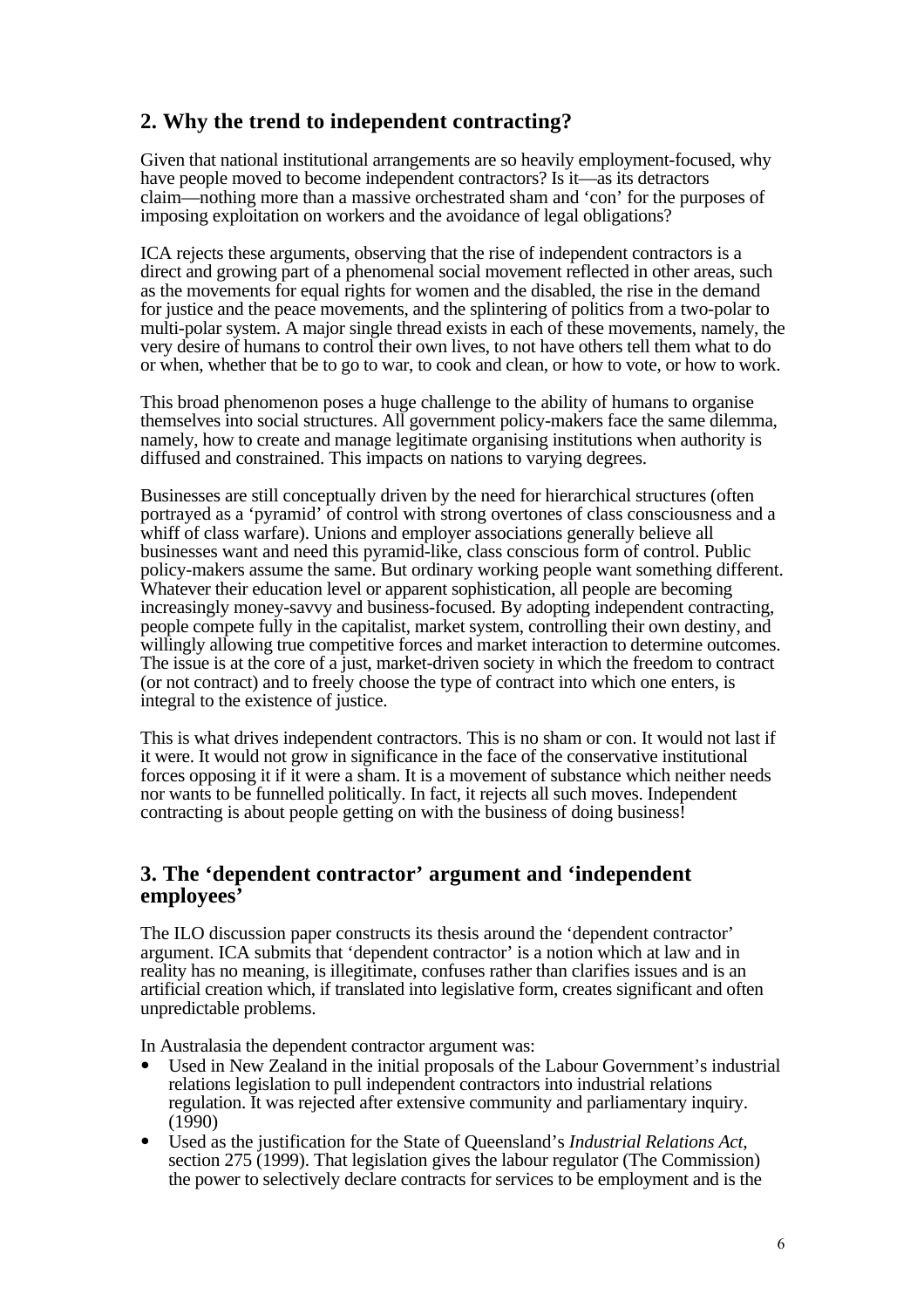## 2. Why the trend to independent contracting?

Given that national institutional arrangements are so heavily employment-focused, why have people moved to become independent contractors? Is it—as its detractors claim—nothing more than a massive orchestrated sham and 'con' for the purposes of imposing exploitation on workers and the avoidance of legal obligations?

ICA rejects these arguments, observing that the rise of independent contractors is a direct and growing part of a phenomenal social movement reflected in other areas, such as the movements for equal rights for women and the disabled, the rise in the demand for justice and the peace movements, and the splintering of politics from a two-polar to multi-polar system. A major single thread exists in each of these movements, namely, the very desire of humans to control their own lives, to not have others tell them what to do or when, whether that be to go to war, to cook and clean, or how to vote, or how to work.

This broad phenomenon poses a huge challenge to the ability of humans to organise themselves into social structures. All government policy-makers face the same dilemma, namely, how to create and manage legitimate organising institutions when authority is diffused and constrained. This impacts on nations to varying degrees.

Businesses are still conceptually driven by the need for hierarchical structures (often portrayed as a 'pyramid' of control with strong overtones of class consciousness and a whiff of class warfare). Unions and employer associations generally believe all businesses want and need this pyramid-like, class conscious form of control. Public policy-makers assume the same. But ordinary working people want something different. Whatever their education level or apparent sophistication, all people are becoming increasingly money-savvy and business-focused. By adopting independent contracting, people compete fully in the capitalist, market system, controlling their own destiny, and willingly allowing true competitive forces and market interaction to determine outcomes. The issue is at the core of a just, market-driven society in which the freedom to contract (or not contract) and to freely choose the type of contract into which one enters, is integral to the existence of justice.

This is what drives independent contractors. This is no sham or con. It would not last if it were. It would not grow in significance in the face of the conservative institutional forces opposing it if it were a sham. It is a movement of substance which neither needs nor wants to be funnelled politically. In fact, it rejects all such moves. Independent contracting is about people getting on with the business of doing business!

## 3. The 'dependent contractor' argument and 'independent employees'

The ILO discussion paper constructs its thesis around the 'dependent contractor' argument. ICA submits that 'dependent contractor' is a notion which at law and in reality has no meaning, is illegitimate, confuses rather than clarifies issues and is an artificial creation which, if translated into legislative form, creates significant and often unpredictable problems.

In Australasia the dependent contractor argument was:

- Used in New Zealand in the initial proposals of the Labour Government's industrial relations legislation to pull independent contractors into industrial relations regulation. It was rejected after extensive community and parliamentary inquiry. (1990)
- Used as the justification for the State of Queensland's *Industrial Relations Act*, section 275 (1999). That legislation gives the labour regulator (The Commission) the power to selectively declare contracts for services to be employment and is the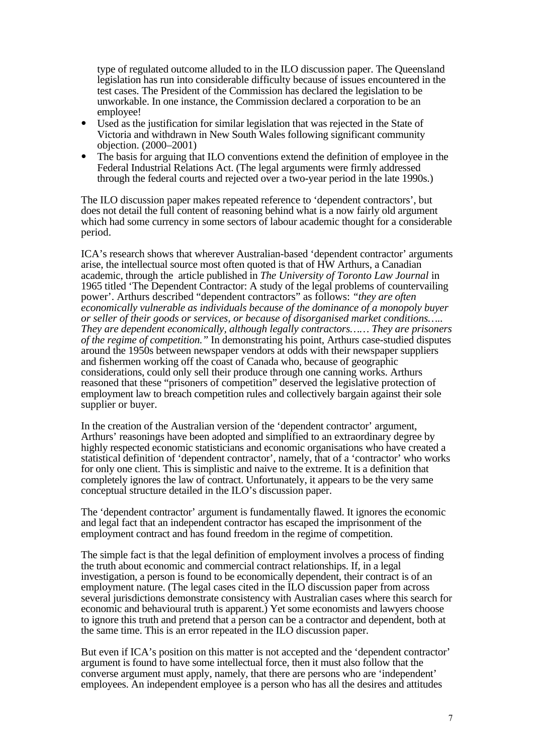type of regulated outcome alluded to in the ILO discussion paper. The Queensland legislation has run into considerable difficulty because of issues encountered in the test cases. The President of the Commission has declared the legislation to be unworkable. In one instance, the Commission declared a corporation to be an employee!

- Used as the justification for similar legislation that was rejected in the State of Victoria and withdrawn in New South Wales following significant community objection. (2000–2001)
- The basis for arguing that ILO conventions extend the definition of employee in the Federal Industrial Relations Act. (The legal arguments were firmly addressed through the federal courts and rejected over a two-year period in the late 1990s.)

The ILO discussion paper makes repeated reference to 'dependent contractors', but does not detail the full content of reasoning behind what is a now fairly old argument which had some currency in some sectors of labour academic thought for a considerable period.

ICA's research shows that wherever Australian-based 'dependent contractor' arguments arise, the intellectual source most often quoted is that of HW Arthurs, a Canadian academic, through the article published in *The University of Toronto Law Journal* in 1965 titled 'The Dependent Contractor: A study of the legal problems of countervailing power'. Arthurs described "dependent contractors" as follows: *"they are often economically vulnerable as individuals because of the dominance of a monopoly buyer or seller of their goods or services, or because of disorganised market conditions….. They are dependent economically, although legally contractors…… They are prisoners of the regime of competition."* In demonstrating his point, Arthurs case-studied disputes around the 1950s between newspaper vendors at odds with their newspaper suppliers and fishermen working off the coast of Canada who, because of geographic considerations, could only sell their produce through one canning works. Arthurs reasoned that these "prisoners of competition" deserved the legislative protection of employment law to breach competition rules and collectively bargain against their sole supplier or buyer.

In the creation of the Australian version of the 'dependent contractor' argument, Arthurs' reasonings have been adopted and simplified to an extraordinary degree by highly respected economic statisticians and economic organisations who have created a statistical definition of 'dependent contractor', namely, that of a 'contractor' who works for only one client. This is simplistic and naive to the extreme. It is a definition that completely ignores the law of contract. Unfortunately, it appears to be the very same conceptual structure detailed in the ILO's discussion paper.

The 'dependent contractor' argument is fundamentally flawed. It ignores the economic and legal fact that an independent contractor has escaped the imprisonment of the employment contract and has found freedom in the regime of competition.

The simple fact is that the legal definition of employment involves a process of finding the truth about economic and commercial contract relationships. If, in a legal investigation, a person is found to be economically dependent, their contract is of an employment nature. (The legal cases cited in the ILO discussion paper from across several jurisdictions demonstrate consistency with Australian cases where this search for economic and behavioural truth is apparent.) Yet some economists and lawyers choose to ignore this truth and pretend that a person can be a contractor and dependent, both at the same time. This is an error repeated in the ILO discussion paper.

But even if ICA's position on this matter is not accepted and the 'dependent contractor' argument is found to have some intellectual force, then it must also follow that the converse argument must apply, namely, that there are persons who are 'independent' employees. An independent employee is a person who has all the desires and attitudes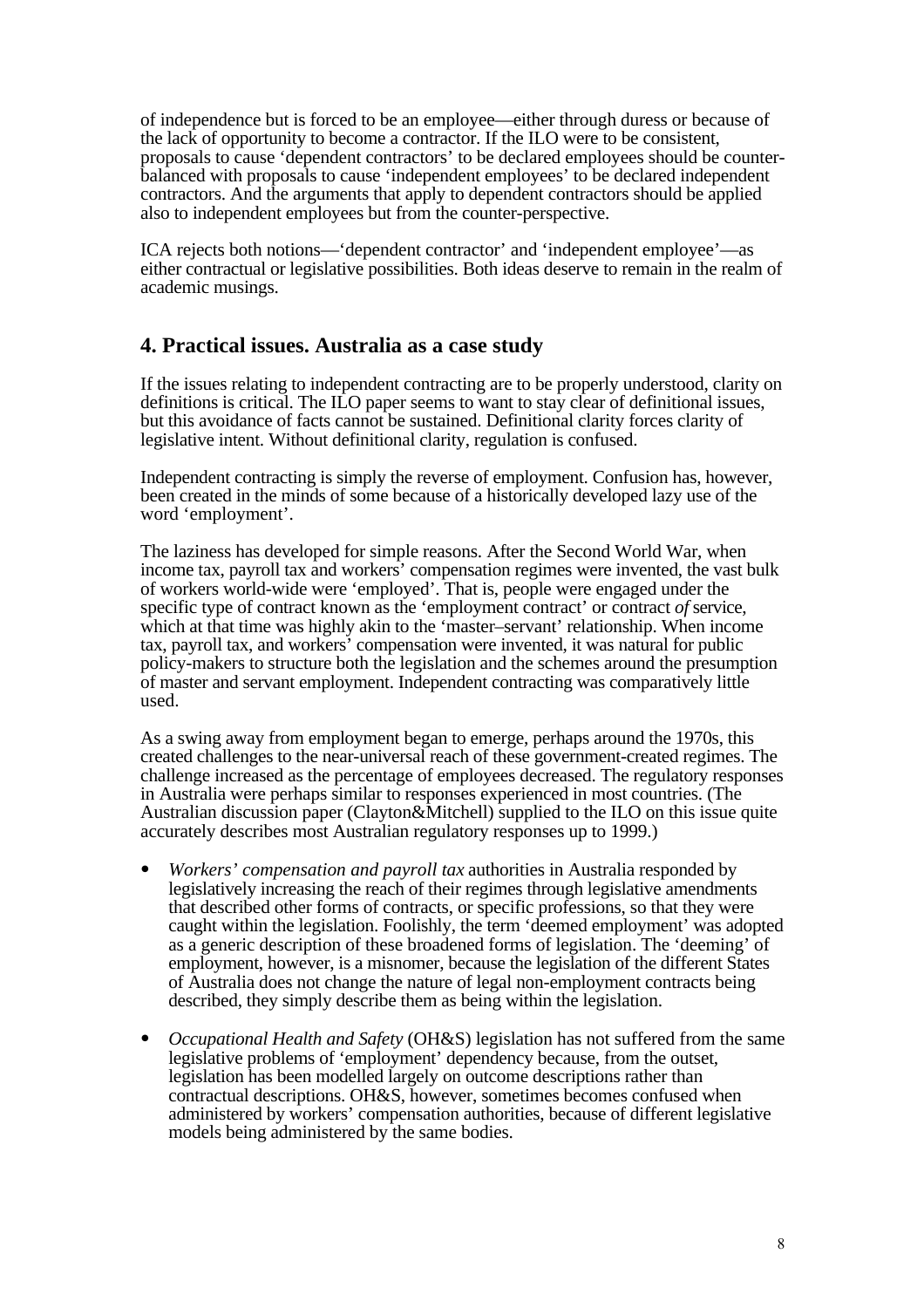of independence but is forced to be an employee—either through duress or because of the lack of opportunity to become a contractor. If the ILO were to be consistent, proposals to cause 'dependent contractors' to be declared employees should be counter-balanced with proposals to cause 'independent employees' to be declared independent contractors. And the arguments that apply to dependent contractors should be applied also to independent employees but from the counter-perspective.

ICA rejects both notions—'dependent contractor' and 'independent employee'—as either contractual or legislative possibilities. Both ideas deserve to remain in the realm of academic musings.

## 4. Practical issues. Australia as a case study

If the issues relating to independent contracting are to be properly understood, clarity on definitions is critical. The ILO paper seems to want to stay clear of definitional issues, but this avoidance of facts cannot be sustained. Definitional clarity forces clarity of legislative intent. Without definitional clarity, regulation is confused.

Independent contracting is simply the reverse of employment. Confusion has, however, been created in the minds of some because of a historically developed lazy use of the word 'employment'.

The laziness has developed for simple reasons. After the Second World War, when income tax, payroll tax and workers' compensation regimes were invented, the vast bulk of workers world-wide were 'employed'. That is, people were engaged under the specific type of contract known as the 'employment contract' or contract *of* service, which at that time was highly akin to the 'master–servant' relationship. When income tax, payroll tax, and workers' compensation were invented, it was natural for public policy-makers to structure both the legislation and the schemes around the presumption of master and servant employment. Independent contracting was comparatively little used.

As a swing away from employment began to emerge, perhaps around the 1970s, this created challenges to the near-universal reach of these government-created regimes. The challenge increased as the percentage of employees decreased. The regulatory responses in Australia were perhaps similar to responses experienced in most countries. (The Australian discussion paper (Clayton&Mitchell) supplied to the ILO on this issue quite accurately describes most Australian regulatory responses up to 1999.)

- *Workers' compensation and payroll tax* authorities in Australia responded by legislatively increasing the reach of their regimes through legislative amendments that described other forms of contracts, or specific professions, so that they were caught within the legislation. Foolishly, the term 'deemed employment' was adopted as a generic description of these broadened forms of legislation. The 'deeming' of employment, however, is a misnomer, because the legislation of the different States of Australia does not change the nature of legal non-employment contracts being described, they simply describe them as being within the legislation.

- *Occupational Health and Safety* (OH&S) legislation has not suffered from the same legislative problems of 'employment' dependency because, from the outset, legislation has been modelled largely on outcome descriptions rather than contractual descriptions. OH&S, however, sometimes becomes confused when administered by workers' compensation authorities, because of different legislative models being administered by the same bodies.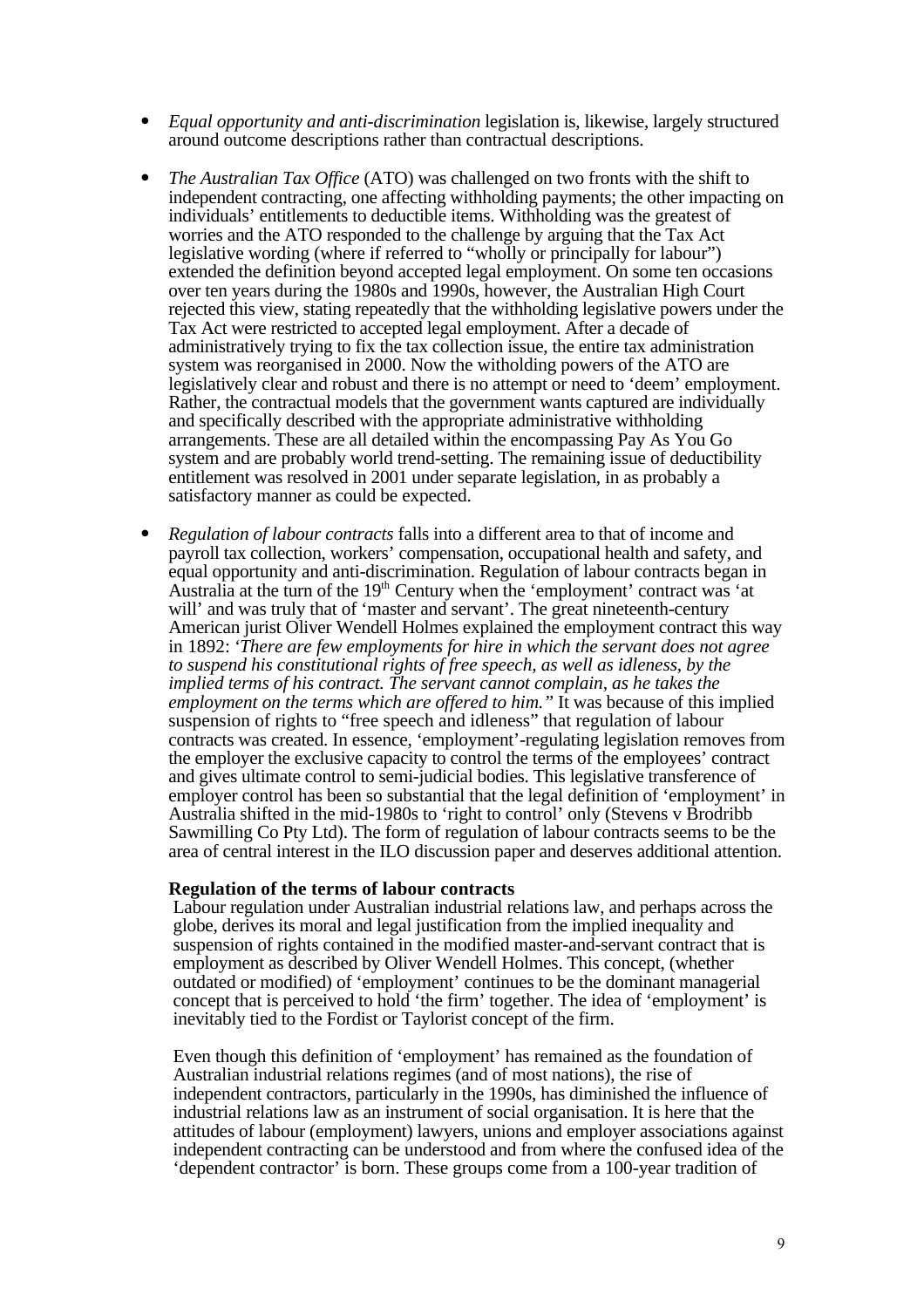- *Equal opportunity and anti-discrimination* legislation is, likewise, largely structured around outcome descriptions rather than contractual descriptions.

- *The Australian Tax Office* (ATO) was challenged on two fronts with the shift to independent contracting, one affecting withholding payments; the other impacting on individuals' entitlements to deductible items. Withholding was the greatest of worries and the ATO responded to the challenge by arguing that the Tax Act legislative wording (where if referred to "wholly or principally for labour") extended the definition beyond accepted legal employment. On some ten occasions over ten years during the 1980s and 1990s, however, the Australian High Court rejected this view, stating repeatedly that the withholding legislative powers under the Tax Act were restricted to accepted legal employment. After a decade of administratively trying to fix the tax collection issue, the entire tax administration system was reorganised in 2000. Now the witholding powers of the ATO are legislatively clear and robust and there is no attempt or need to 'deem' employment. Rather, the contractual models that the government wants captured are individually and specifically described with the appropriate administrative withholding arrangements. These are all detailed within the encompassing Pay As You Go system and are probably world trend-setting. The remaining issue of deductibility entitlement was resolved in 2001 under separate legislation, in as probably a satisfactory manner as could be expected.

- *Regulation of labour contracts* falls into a different area to that of income and payroll tax collection, workers' compensation, occupational health and safety, and equal opportunity and anti-discrimination. Regulation of labour contracts began in Australia at the turn of the 19th Century when the 'employment' contract was 'at will' and was truly that of 'master and servant'. The great nineteenth-century American jurist Oliver Wendell Holmes explained the employment contract this way in 1892: *'There are few employments for hire in which the servant does not agree to suspend his constitutional rights of free speech, as well as idleness, by the implied terms of his contract. The servant cannot complain, as he takes the employment on the terms which are offered to him."* It was because of this implied suspension of rights to "free speech and idleness" that regulation of labour contracts was created. In essence, 'employment'-regulating legislation removes from the employer the exclusive capacity to control the terms of the employees' contract and gives ultimate control to semi-judicial bodies. This legislative transference of employer control has been so substantial that the legal definition of 'employment' in Australia shifted in the mid-1980s to 'right to control' only (Stevens v Brodribb Sawmilling Co Pty Ltd). The form of regulation of labour contracts seems to be the area of central interest in the ILO discussion paper and deserves additional attention.

**Regulation of the terms of labour contracts**

Labour regulation under Australian industrial relations law, and perhaps across the globe, derives its moral and legal justification from the implied inequality and suspension of rights contained in the modified master-and-servant contract that is employment as described by Oliver Wendell Holmes. This concept, (whether outdated or modified) of 'employment' continues to be the dominant managerial concept that is perceived to hold 'the firm' together. The idea of 'employment' is inevitably tied to the Fordist or Taylorist concept of the firm.

Even though this definition of 'employment' has remained as the foundation of Australian industrial relations regimes (and of most nations), the rise of independent contractors, particularly in the 1990s, has diminished the influence of industrial relations law as an instrument of social organisation. It is here that the attitudes of labour (employment) lawyers, unions and employer associations against independent contracting can be understood and from where the confused idea of the 'dependent contractor' is born. These groups come from a 100-year tradition of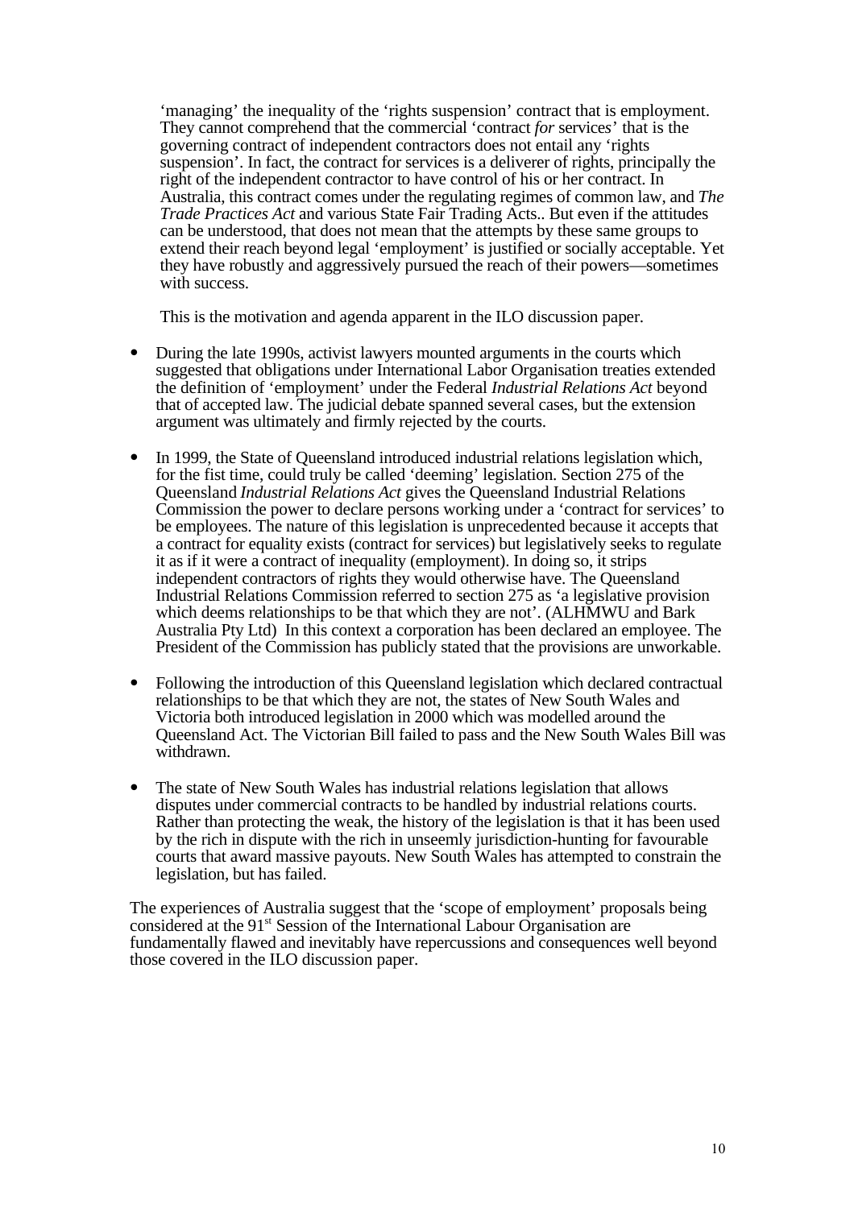'managing' the inequality of the 'rights suspension' contract that is employment. They cannot comprehend that the commercial 'contract *for* services' that is the governing contract of independent contractors does not entail any 'rights suspension'. In fact, the contract for services is a deliverer of rights, principally the right of the independent contractor to have control of his or her contract. In Australia, this contract comes under the regulating regimes of common law, and *The Trade Practices Act* and various State Fair Trading Acts.. But even if the attitudes can be understood, that does not mean that the attempts by these same groups to extend their reach beyond legal 'employment' is justified or socially acceptable. Yet they have robustly and aggressively pursued the reach of their powers—sometimes with success.

This is the motivation and agenda apparent in the ILO discussion paper.

- During the late 1990s, activist lawyers mounted arguments in the courts which suggested that obligations under International Labor Organisation treaties extended the definition of 'employment' under the Federal *Industrial Relations Act* beyond that of accepted law. The judicial debate spanned several cases, but the extension argument was ultimately and firmly rejected by the courts.

- In 1999, the State of Queensland introduced industrial relations legislation which, for the fist time, could truly be called 'deeming' legislation. Section 275 of the Queensland *Industrial Relations Act* gives the Queensland Industrial Relations Commission the power to declare persons working under a 'contract for services' to be employees. The nature of this legislation is unprecedented because it accepts that a contract for equality exists (contract for services) but legislatively seeks to regulate it as if it were a contract of inequality (employment). In doing so, it strips independent contractors of rights they would otherwise have. The Queensland Industrial Relations Commission referred to section 275 as 'a legislative provision which deems relationships to be that which they are not'. (ALHMWU and Bark Australia Pty Ltd) In this context a corporation has been declared an employee. The President of the Commission has publicly stated that the provisions are unworkable.

- Following the introduction of this Queensland legislation which declared contractual relationships to be that which they are not, the states of New South Wales and Victoria both introduced legislation in 2000 which was modelled around the Queensland Act. The Victorian Bill failed to pass and the New South Wales Bill was withdrawn.

- The state of New South Wales has industrial relations legislation that allows disputes under commercial contracts to be handled by industrial relations courts. Rather than protecting the weak, the history of the legislation is that it has been used by the rich in dispute with the rich in unseemly jurisdiction-hunting for favourable courts that award massive payouts. New South Wales has attempted to constrain the legislation, but has failed.

The experiences of Australia suggest that the 'scope of employment' proposals being considered at the 91st Session of the International Labour Organisation are fundamentally flawed and inevitably have repercussions and consequences well beyond those covered in the ILO discussion paper.